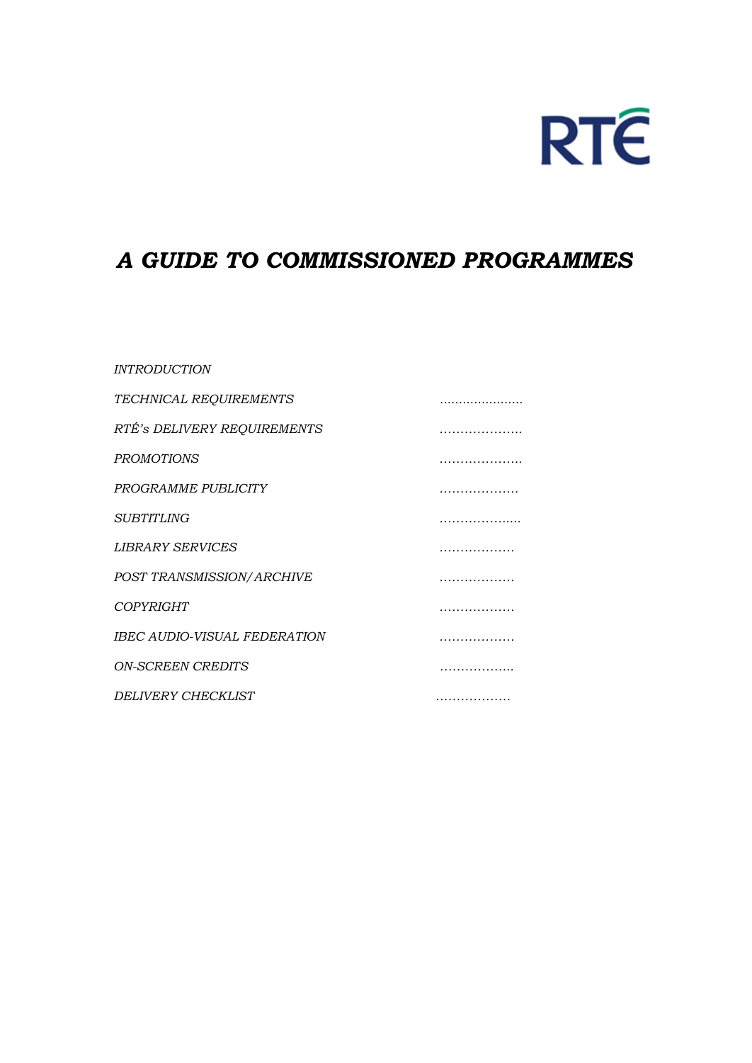RTÉ

# *A GUIDE TO COMMISSIONED PROGRAMMES*

| | |
|---|---|
| *INTRODUCTION* | |
| *TECHNICAL REQUIREMENTS* | …………………. |
| *RTÉ's DELIVERY REQUIREMENTS* | ……………….. |
| *PROMOTIONS* | ……………….. |
| *PROGRAMME PUBLICITY* | ………………. |
| *SUBTITLING* | ………………... |
| *LIBRARY SERVICES* | ……………… |
| *POST TRANSMISSION/ARCHIVE* | ……………… |
| *COPYRIGHT* | ……………… |
| *IBEC AUDIO-VISUAL FEDERATION* | ……………… |
| *ON-SCREEN CREDITS* | …………….. |
| *DELIVERY CHECKLIST* | ……………… |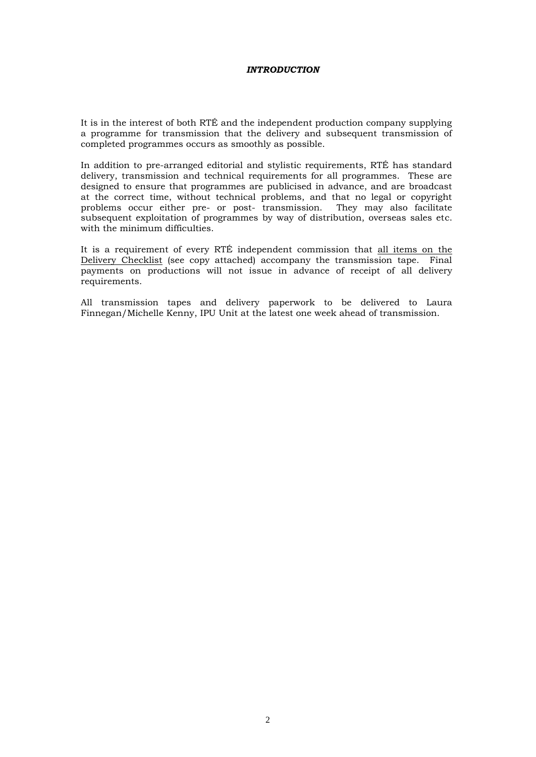# *INTRODUCTION*

It is in the interest of both RTÉ and the independent production company supplying a programme for transmission that the delivery and subsequent transmission of completed programmes occurs as smoothly as possible.

In addition to pre-arranged editorial and stylistic requirements, RTÉ has standard delivery, transmission and technical requirements for all programmes. These are designed to ensure that programmes are publicised in advance, and are broadcast at the correct time, without technical problems, and that no legal or copyright problems occur either pre- or post- transmission. They may also facilitate subsequent exploitation of programmes by way of distribution, overseas sales etc. with the minimum difficulties.

It is a requirement of every RTÉ independent commission that <u>all items on the Delivery Checklist</u> (see copy attached) accompany the transmission tape. Final payments on productions will not issue in advance of receipt of all delivery requirements.

All transmission tapes and delivery paperwork to be delivered to Laura Finnegan/Michelle Kenny, IPU Unit at the latest one week ahead of transmission.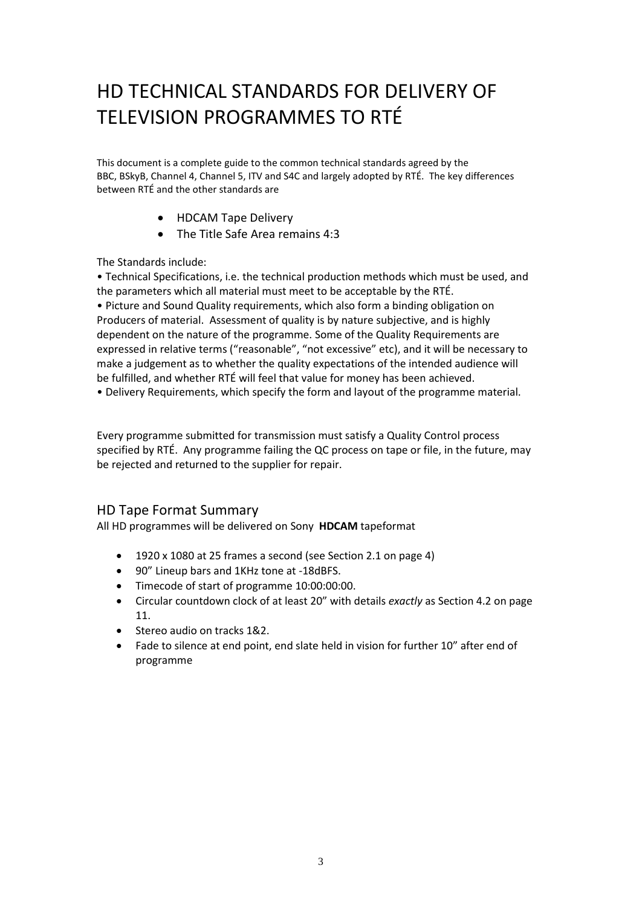// HD Technical Standards for Delivery of Television Programmes to RTÉ

# HD TECHNICAL STANDARDS FOR DELIVERY OF TELEVISION PROGRAMMES TO RTÉ

This document is a complete guide to the common technical standards agreed by the BBC, BSkyB, Channel 4, Channel 5, ITV and S4C and largely adopted by RTÉ. The key differences between RTÉ and the other standards are

- HDCAM Tape Delivery
- The Title Safe Area remains 4:3

The Standards include:

• Technical Specifications, i.e. the technical production methods which must be used, and the parameters which all material must meet to be acceptable by the RTÉ.
• Picture and Sound Quality requirements, which also form a binding obligation on Producers of material. Assessment of quality is by nature subjective, and is highly dependent on the nature of the programme. Some of the Quality Requirements are expressed in relative terms ("reasonable", "not excessive" etc), and it will be necessary to make a judgement as to whether the quality expectations of the intended audience will be fulfilled, and whether RTÉ will feel that value for money has been achieved.
• Delivery Requirements, which specify the form and layout of the programme material.

Every programme submitted for transmission must satisfy a Quality Control process specified by RTÉ. Any programme failing the QC process on tape or file, in the future, may be rejected and returned to the supplier for repair.

## HD Tape Format Summary

All HD programmes will be delivered on Sony **HDCAM** tapeformat

- 1920 x 1080 at 25 frames a second (see Section 2.1 on page 4)
- 90" Lineup bars and 1KHz tone at -18dBFS.
- Timecode of start of programme 10:00:00:00.
- Circular countdown clock of at least 20" with details *exactly* as Section 4.2 on page 11.
- Stereo audio on tracks 1&2.
- Fade to silence at end point, end slate held in vision for further 10" after end of programme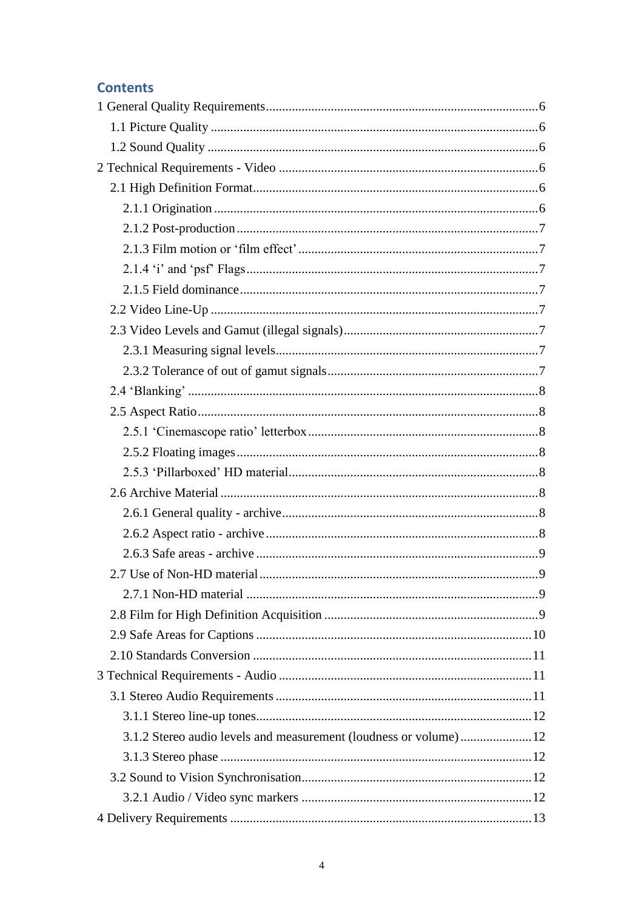## Contents

1 General Quality Requirements ........................................................................ 6
- 1.1 Picture Quality ........................................................................ 6
- 1.2 Sound Quality ........................................................................ 6

2 Technical Requirements - Video ........................................................................ 6
- 2.1 High Definition Format ........................................................................ 6
  - 2.1.1 Origination ........................................................................ 6
  - 2.1.2 Post-production ........................................................................ 7
  - 2.1.3 Film motion or 'film effect' ........................................................................ 7
  - 2.1.4 'i' and 'psf' Flags ........................................................................ 7
  - 2.1.5 Field dominance ........................................................................ 7
- 2.2 Video Line-Up ........................................................................ 7
- 2.3 Video Levels and Gamut (illegal signals) ........................................................................ 7
  - 2.3.1 Measuring signal levels ........................................................................ 7
  - 2.3.2 Tolerance of out of gamut signals ........................................................................ 7
- 2.4 'Blanking' ........................................................................ 8
- 2.5 Aspect Ratio ........................................................................ 8
  - 2.5.1 'Cinemascope ratio' letterbox ........................................................................ 8
  - 2.5.2 Floating images ........................................................................ 8
  - 2.5.3 'Pillarboxed' HD material ........................................................................ 8
- 2.6 Archive Material ........................................................................ 8
  - 2.6.1 General quality - archive ........................................................................ 8
  - 2.6.2 Aspect ratio - archive ........................................................................ 8
  - 2.6.3 Safe areas - archive ........................................................................ 9
- 2.7 Use of Non-HD material ........................................................................ 9
  - 2.7.1 Non-HD material ........................................................................ 9
- 2.8 Film for High Definition Acquisition ........................................................................ 9
- 2.9 Safe Areas for Captions ........................................................................ 10
- 2.10 Standards Conversion ........................................................................ 11

3 Technical Requirements - Audio ........................................................................ 11
- 3.1 Stereo Audio Requirements ........................................................................ 11
  - 3.1.1 Stereo line-up tones ........................................................................ 12
  - 3.1.2 Stereo audio levels and measurement (loudness or volume) ........................................................................ 12
  - 3.1.3 Stereo phase ........................................................................ 12
- 3.2 Sound to Vision Synchronisation ........................................................................ 12
  - 3.2.1 Audio / Video sync markers ........................................................................ 12

4 Delivery Requirements ........................................................................ 13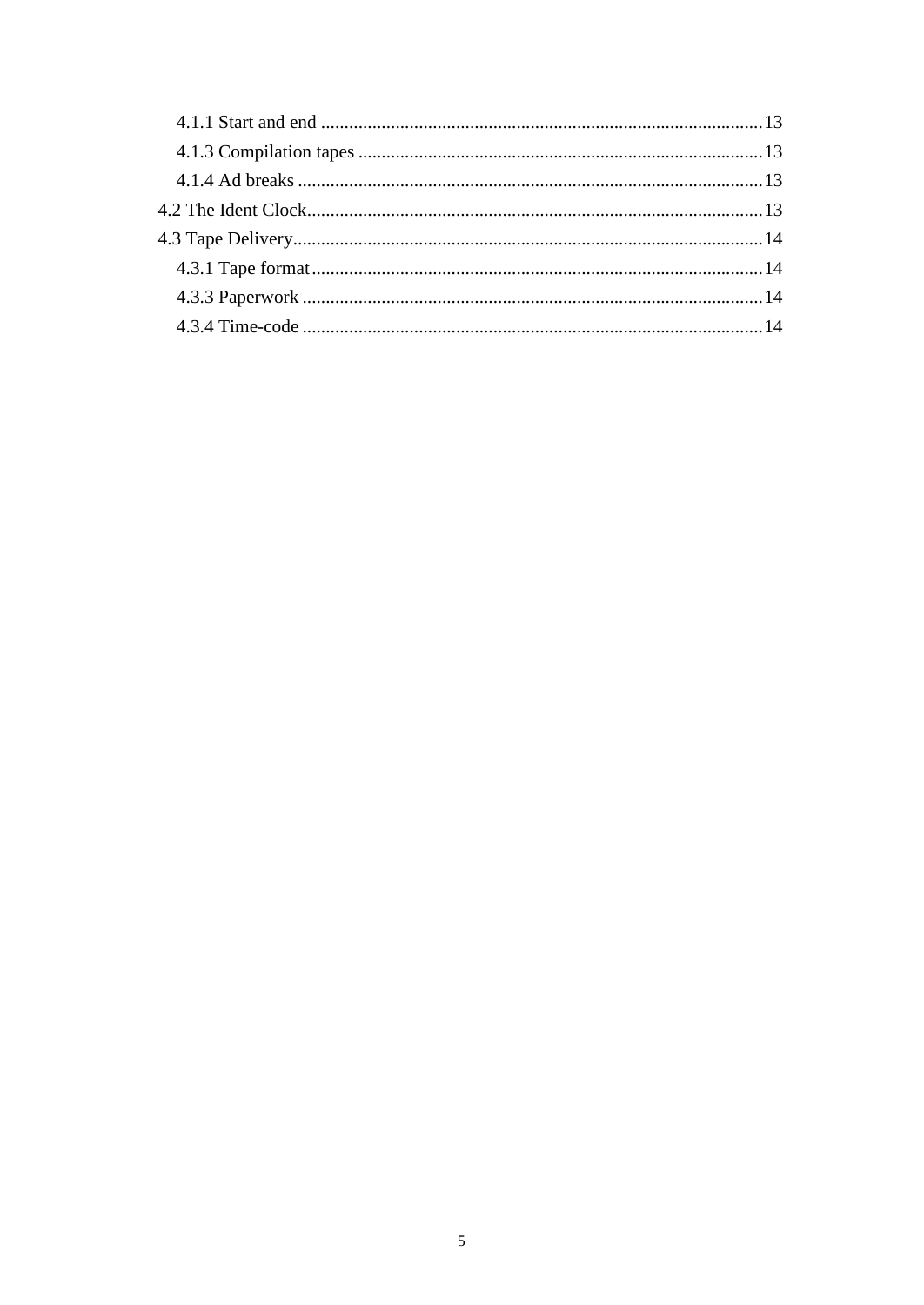4.1.1 Start and end ............................................................................................ 13
4.1.3 Compilation tapes ..................................................................................... 13
4.1.4 Ad breaks ................................................................................................. 13
4.2 The Ident Clock................................................................................................ 13
4.3 Tape Delivery................................................................................................... 14
4.3.1 Tape format ............................................................................................... 14
4.3.3 Paperwork ................................................................................................. 14
4.3.4 Time-code ................................................................................................. 14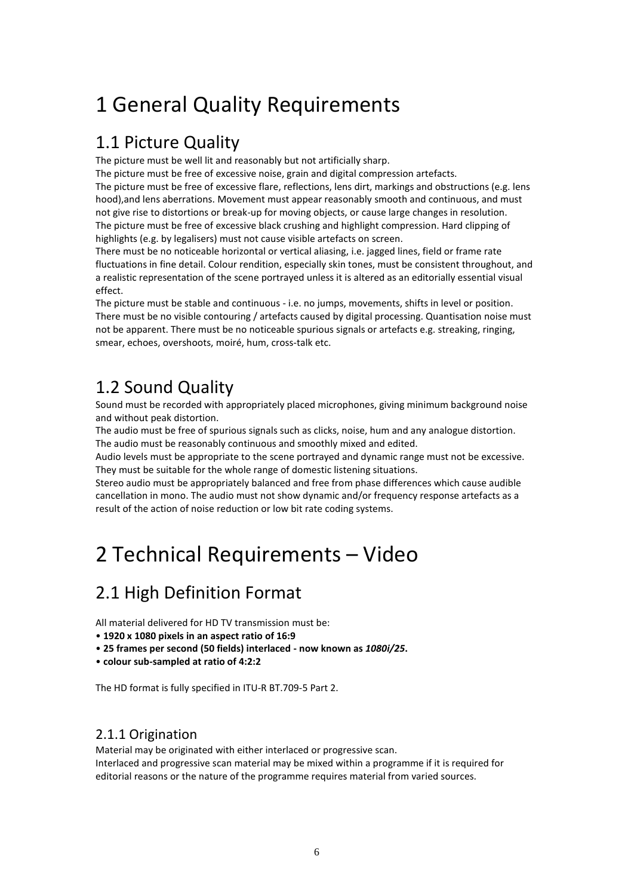# 1 General Quality Requirements

## 1.1 Picture Quality

The picture must be well lit and reasonably but not artificially sharp.
The picture must be free of excessive noise, grain and digital compression artefacts.
The picture must be free of excessive flare, reflections, lens dirt, markings and obstructions (e.g. lens hood),and lens aberrations. Movement must appear reasonably smooth and continuous, and must not give rise to distortions or break-up for moving objects, or cause large changes in resolution.
The picture must be free of excessive black crushing and highlight compression. Hard clipping of highlights (e.g. by legalisers) must not cause visible artefacts on screen.
There must be no noticeable horizontal or vertical aliasing, i.e. jagged lines, field or frame rate fluctuations in fine detail. Colour rendition, especially skin tones, must be consistent throughout, and a realistic representation of the scene portrayed unless it is altered as an editorially essential visual effect.
The picture must be stable and continuous - i.e. no jumps, movements, shifts in level or position.
There must be no visible contouring / artefacts caused by digital processing. Quantisation noise must not be apparent. There must be no noticeable spurious signals or artefacts e.g. streaking, ringing, smear, echoes, overshoots, moiré, hum, cross-talk etc.

## 1.2 Sound Quality

Sound must be recorded with appropriately placed microphones, giving minimum background noise and without peak distortion.
The audio must be free of spurious signals such as clicks, noise, hum and any analogue distortion.
The audio must be reasonably continuous and smoothly mixed and edited.
Audio levels must be appropriate to the scene portrayed and dynamic range must not be excessive. They must be suitable for the whole range of domestic listening situations.
Stereo audio must be appropriately balanced and free from phase differences which cause audible cancellation in mono. The audio must not show dynamic and/or frequency response artefacts as a result of the action of noise reduction or low bit rate coding systems.

# 2 Technical Requirements – Video

## 2.1 High Definition Format

All material delivered for HD TV transmission must be:

- **1920 x 1080 pixels in an aspect ratio of 16:9**
- **25 frames per second (50 fields) interlaced - now known as *1080i/25*.**
- **colour sub-sampled at ratio of 4:2:2**

The HD format is fully specified in ITU-R BT.709-5 Part 2.

### 2.1.1 Origination

Material may be originated with either interlaced or progressive scan.
Interlaced and progressive scan material may be mixed within a programme if it is required for editorial reasons or the nature of the programme requires material from varied sources.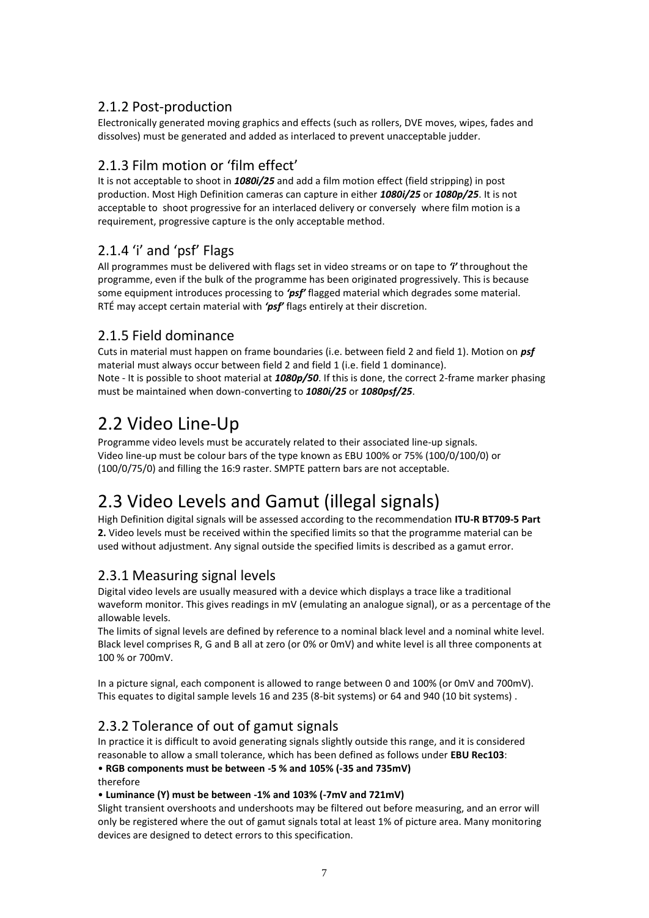### 2.1.2 Post-production

Electronically generated moving graphics and effects (such as rollers, DVE moves, wipes, fades and dissolves) must be generated and added as interlaced to prevent unacceptable judder.

### 2.1.3 Film motion or 'film effect'

It is not acceptable to shoot in ***1080i/25*** and add a film motion effect (field stripping) in post production. Most High Definition cameras can capture in either ***1080i/25*** or ***1080p/25***. It is not acceptable to shoot progressive for an interlaced delivery or conversely where film motion is a requirement, progressive capture is the only acceptable method.

### 2.1.4 'i' and 'psf' Flags

All programmes must be delivered with flags set in video streams or on tape to ***'i'*** throughout the programme, even if the bulk of the programme has been originated progressively. This is because some equipment introduces processing to ***'psf'*** flagged material which degrades some material. RTÉ may accept certain material with ***'psf'*** flags entirely at their discretion.

### 2.1.5 Field dominance

Cuts in material must happen on frame boundaries (i.e. between field 2 and field 1). Motion on ***psf*** material must always occur between field 2 and field 1 (i.e. field 1 dominance).
Note - It is possible to shoot material at ***1080p/50***. If this is done, the correct 2-frame marker phasing must be maintained when down-converting to ***1080i/25*** or ***1080psf/25***.

## 2.2 Video Line-Up

Programme video levels must be accurately related to their associated line-up signals.
Video line-up must be colour bars of the type known as EBU 100% or 75% (100/0/100/0) or (100/0/75/0) and filling the 16:9 raster. SMPTE pattern bars are not acceptable.

## 2.3 Video Levels and Gamut (illegal signals)

High Definition digital signals will be assessed according to the recommendation **ITU-R BT709-5 Part 2.** Video levels must be received within the specified limits so that the programme material can be used without adjustment. Any signal outside the specified limits is described as a gamut error.

### 2.3.1 Measuring signal levels

Digital video levels are usually measured with a device which displays a trace like a traditional waveform monitor. This gives readings in mV (emulating an analogue signal), or as a percentage of the allowable levels.
The limits of signal levels are defined by reference to a nominal black level and a nominal white level. Black level comprises R, G and B all at zero (or 0% or 0mV) and white level is all three components at 100 % or 700mV.

In a picture signal, each component is allowed to range between 0 and 100% (or 0mV and 700mV). This equates to digital sample levels 16 and 235 (8-bit systems) or 64 and 940 (10 bit systems) .

### 2.3.2 Tolerance of out of gamut signals

In practice it is difficult to avoid generating signals slightly outside this range, and it is considered reasonable to allow a small tolerance, which has been defined as follows under **EBU Rec103**:

- **RGB components must be between -5 % and 105% (-35 and 735mV)**

therefore

- **Luminance (Y) must be between -1% and 103% (-7mV and 721mV)**

Slight transient overshoots and undershoots may be filtered out before measuring, and an error will only be registered where the out of gamut signals total at least 1% of picture area. Many monitoring devices are designed to detect errors to this specification.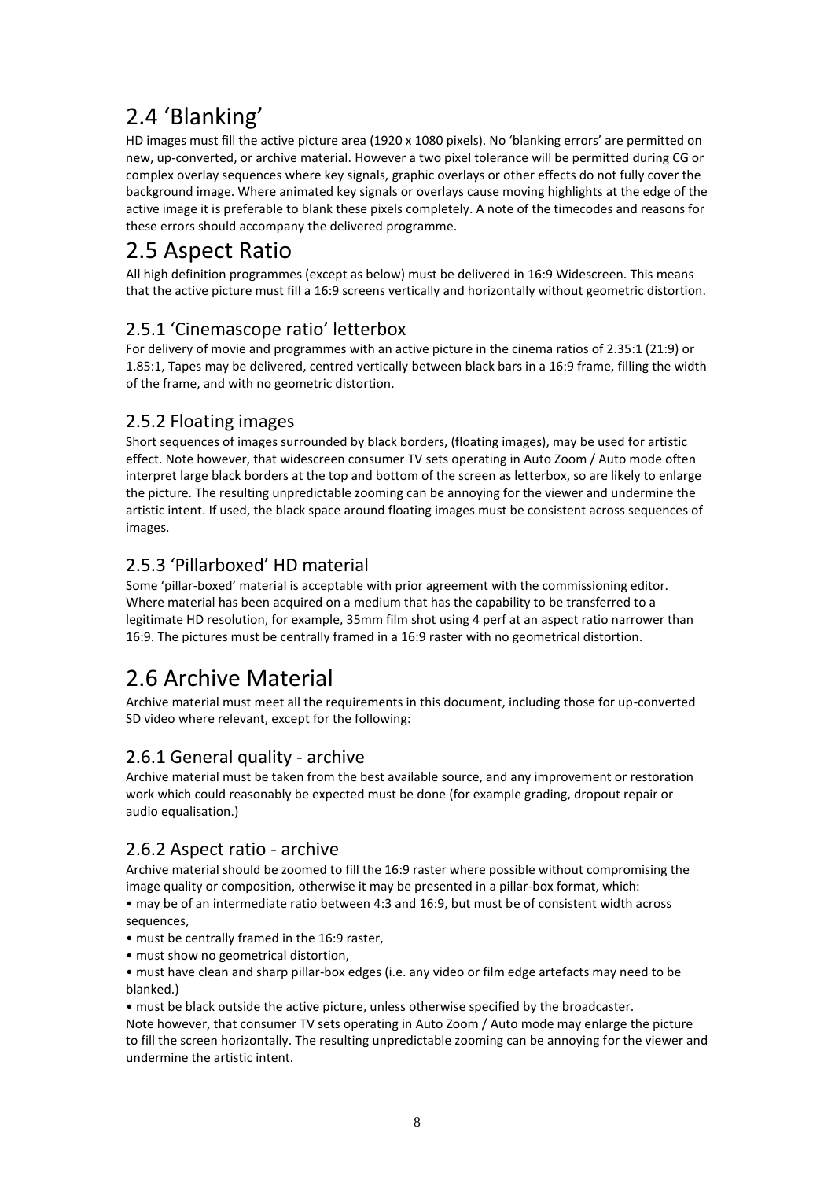## 2.4 'Blanking'

HD images must fill the active picture area (1920 x 1080 pixels). No 'blanking errors' are permitted on new, up-converted, or archive material. However a two pixel tolerance will be permitted during CG or complex overlay sequences where key signals, graphic overlays or other effects do not fully cover the background image. Where animated key signals or overlays cause moving highlights at the edge of the active image it is preferable to blank these pixels completely. A note of the timecodes and reasons for these errors should accompany the delivered programme.

## 2.5 Aspect Ratio

All high definition programmes (except as below) must be delivered in 16:9 Widescreen. This means that the active picture must fill a 16:9 screens vertically and horizontally without geometric distortion.

### 2.5.1 'Cinemascope ratio' letterbox

For delivery of movie and programmes with an active picture in the cinema ratios of 2.35:1 (21:9) or 1.85:1, Tapes may be delivered, centred vertically between black bars in a 16:9 frame, filling the width of the frame, and with no geometric distortion.

### 2.5.2 Floating images

Short sequences of images surrounded by black borders, (floating images), may be used for artistic effect. Note however, that widescreen consumer TV sets operating in Auto Zoom / Auto mode often interpret large black borders at the top and bottom of the screen as letterbox, so are likely to enlarge the picture. The resulting unpredictable zooming can be annoying for the viewer and undermine the artistic intent. If used, the black space around floating images must be consistent across sequences of images.

### 2.5.3 'Pillarboxed' HD material

Some 'pillar-boxed' material is acceptable with prior agreement with the commissioning editor. Where material has been acquired on a medium that has the capability to be transferred to a legitimate HD resolution, for example, 35mm film shot using 4 perf at an aspect ratio narrower than 16:9. The pictures must be centrally framed in a 16:9 raster with no geometrical distortion.

## 2.6 Archive Material

Archive material must meet all the requirements in this document, including those for up-converted SD video where relevant, except for the following:

### 2.6.1 General quality - archive

Archive material must be taken from the best available source, and any improvement or restoration work which could reasonably be expected must be done (for example grading, dropout repair or audio equalisation.)

### 2.6.2 Aspect ratio - archive

Archive material should be zoomed to fill the 16:9 raster where possible without compromising the image quality or composition, otherwise it may be presented in a pillar-box format, which:

- may be of an intermediate ratio between 4:3 and 16:9, but must be of consistent width across sequences,
- must be centrally framed in the 16:9 raster,
- must show no geometrical distortion,
- must have clean and sharp pillar-box edges (i.e. any video or film edge artefacts may need to be blanked.)
- must be black outside the active picture, unless otherwise specified by the broadcaster.

Note however, that consumer TV sets operating in Auto Zoom / Auto mode may enlarge the picture to fill the screen horizontally. The resulting unpredictable zooming can be annoying for the viewer and undermine the artistic intent.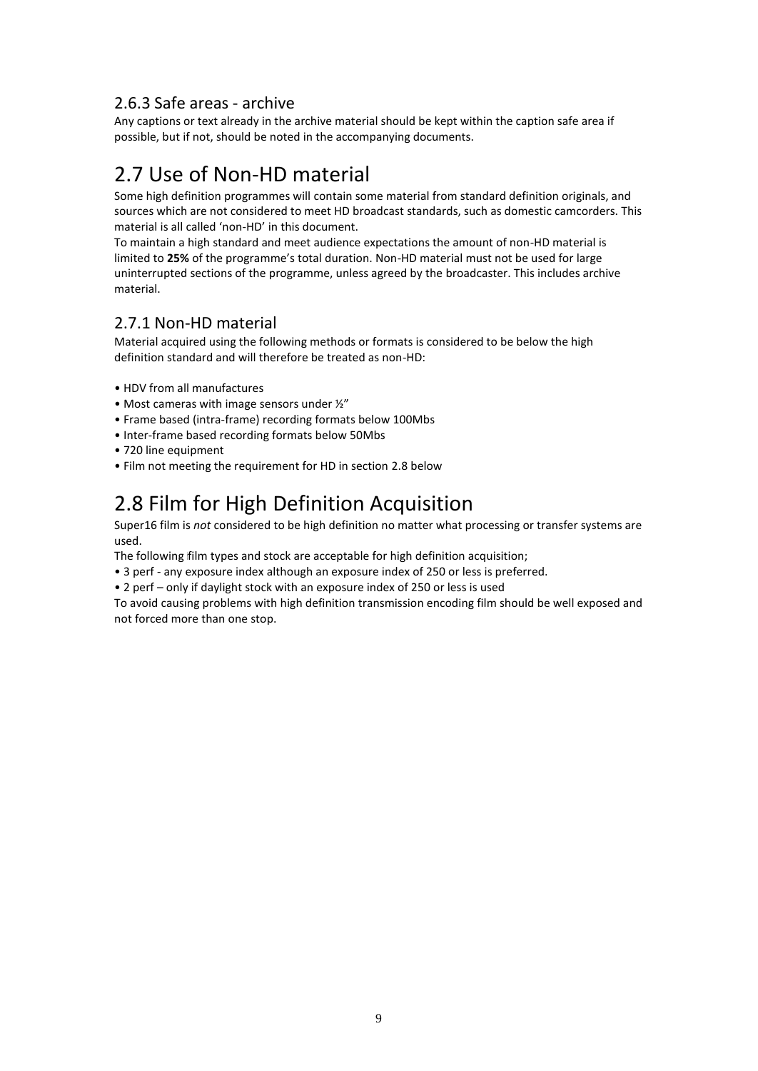### 2.6.3 Safe areas - archive

Any captions or text already in the archive material should be kept within the caption safe area if possible, but if not, should be noted in the accompanying documents.

## 2.7 Use of Non-HD material

Some high definition programmes will contain some material from standard definition originals, and sources which are not considered to meet HD broadcast standards, such as domestic camcorders. This material is all called 'non-HD' in this document.

To maintain a high standard and meet audience expectations the amount of non-HD material is limited to **25%** of the programme's total duration. Non-HD material must not be used for large uninterrupted sections of the programme, unless agreed by the broadcaster. This includes archive material.

### 2.7.1 Non-HD material

Material acquired using the following methods or formats is considered to be below the high definition standard and will therefore be treated as non-HD:

- HDV from all manufactures
- Most cameras with image sensors under ½"
- Frame based (intra-frame) recording formats below 100Mbs
- Inter-frame based recording formats below 50Mbs
- 720 line equipment
- Film not meeting the requirement for HD in section 2.8 below

## 2.8 Film for High Definition Acquisition

Super16 film is *not* considered to be high definition no matter what processing or transfer systems are used.

The following film types and stock are acceptable for high definition acquisition;

- 3 perf - any exposure index although an exposure index of 250 or less is preferred.
- 2 perf – only if daylight stock with an exposure index of 250 or less is used

To avoid causing problems with high definition transmission encoding film should be well exposed and not forced more than one stop.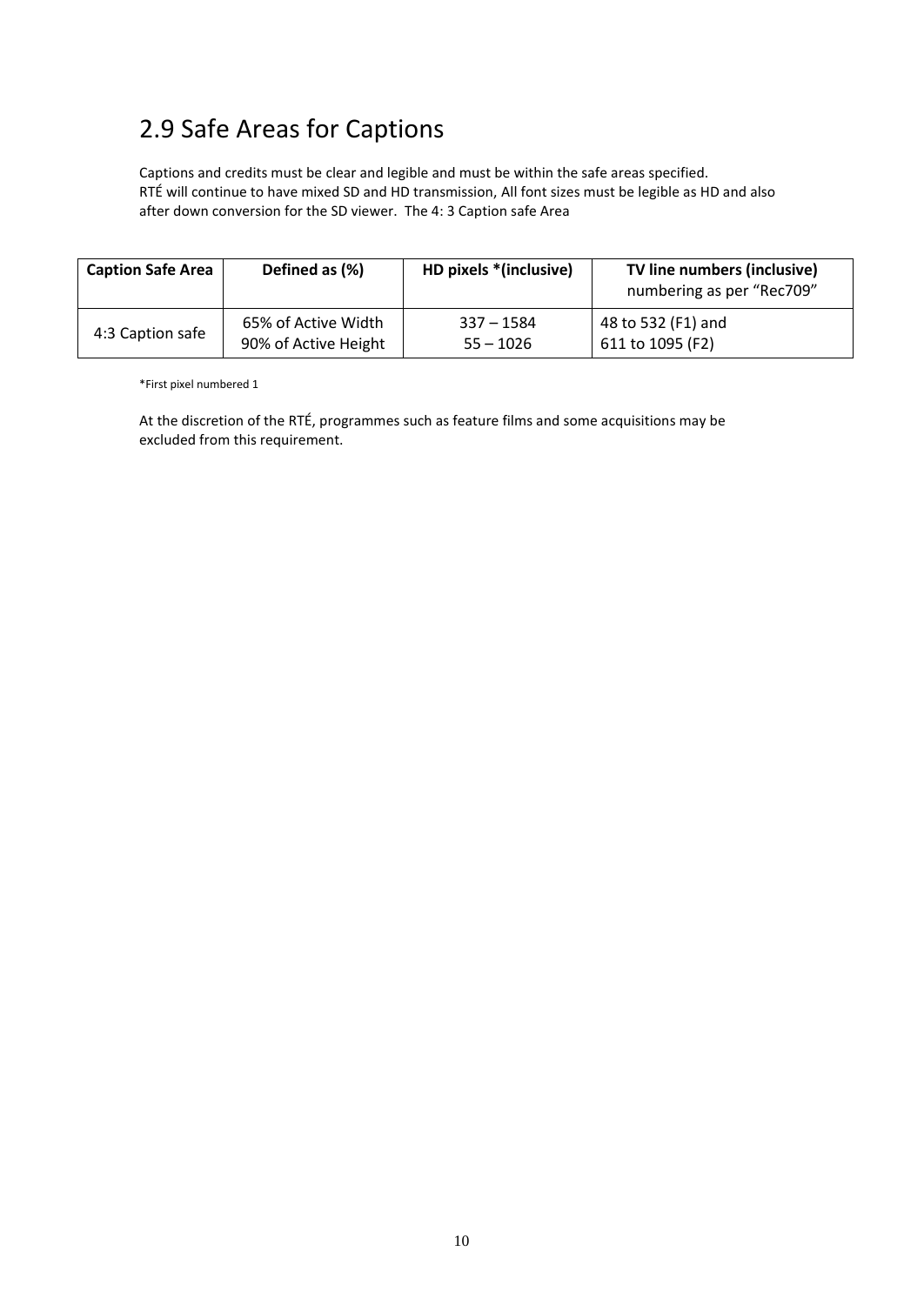## 2.9 Safe Areas for Captions

Captions and credits must be clear and legible and must be within the safe areas specified.
RTÉ will continue to have mixed SD and HD transmission, All font sizes must be legible as HD and also after down conversion for the SD viewer. The 4: 3 Caption safe Area

| **Caption Safe Area** | **Defined as (%)** | **HD pixels *(inclusive)** | **TV line numbers (inclusive)** numbering as per "Rec709" |
|---|---|---|---|
| 4:3 Caption safe | 65% of Active Width<br>90% of Active Height | 337 – 1584<br>55 – 1026 | 48 to 532 (F1) and<br>611 to 1095 (F2) |

*First pixel numbered 1

At the discretion of the RTÉ, programmes such as feature films and some acquisitions may be excluded from this requirement.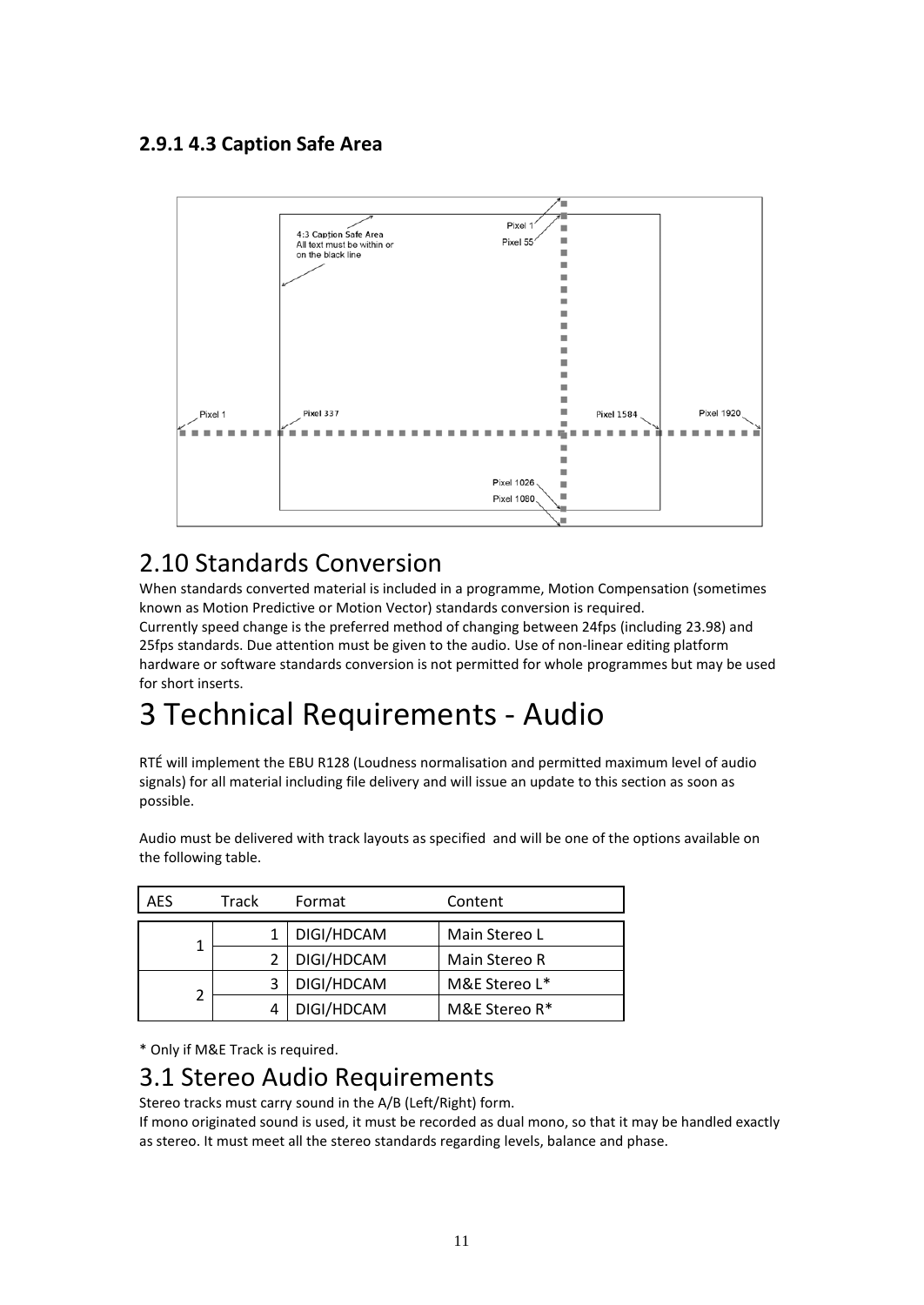### 2.9.1 4.3 Caption Safe Area

## 2.10 Standards Conversion

When standards converted material is included in a programme, Motion Compensation (sometimes known as Motion Predictive or Motion Vector) standards conversion is required.
Currently speed change is the preferred method of changing between 24fps (including 23.98) and 25fps standards. Due attention must be given to the audio. Use of non-linear editing platform hardware or software standards conversion is not permitted for whole programmes but may be used for short inserts.

# 3 Technical Requirements - Audio

RTÉ will implement the EBU R128 (Loudness normalisation and permitted maximum level of audio signals) for all material including file delivery and will issue an update to this section as soon as possible.

Audio must be delivered with track layouts as specified and will be one of the options available on the following table.

| AES | Track | Format | Content |
|---|---|---|---|
| 1 | 1 | DIGI/HDCAM | Main Stereo L |
| | 2 | DIGI/HDCAM | Main Stereo R |
| 2 | 3 | DIGI/HDCAM | M&E Stereo L* |
| | 4 | DIGI/HDCAM | M&E Stereo R* |

* Only if M&E Track is required.

## 3.1 Stereo Audio Requirements

Stereo tracks must carry sound in the A/B (Left/Right) form.
If mono originated sound is used, it must be recorded as dual mono, so that it may be handled exactly as stereo. It must meet all the stereo standards regarding levels, balance and phase.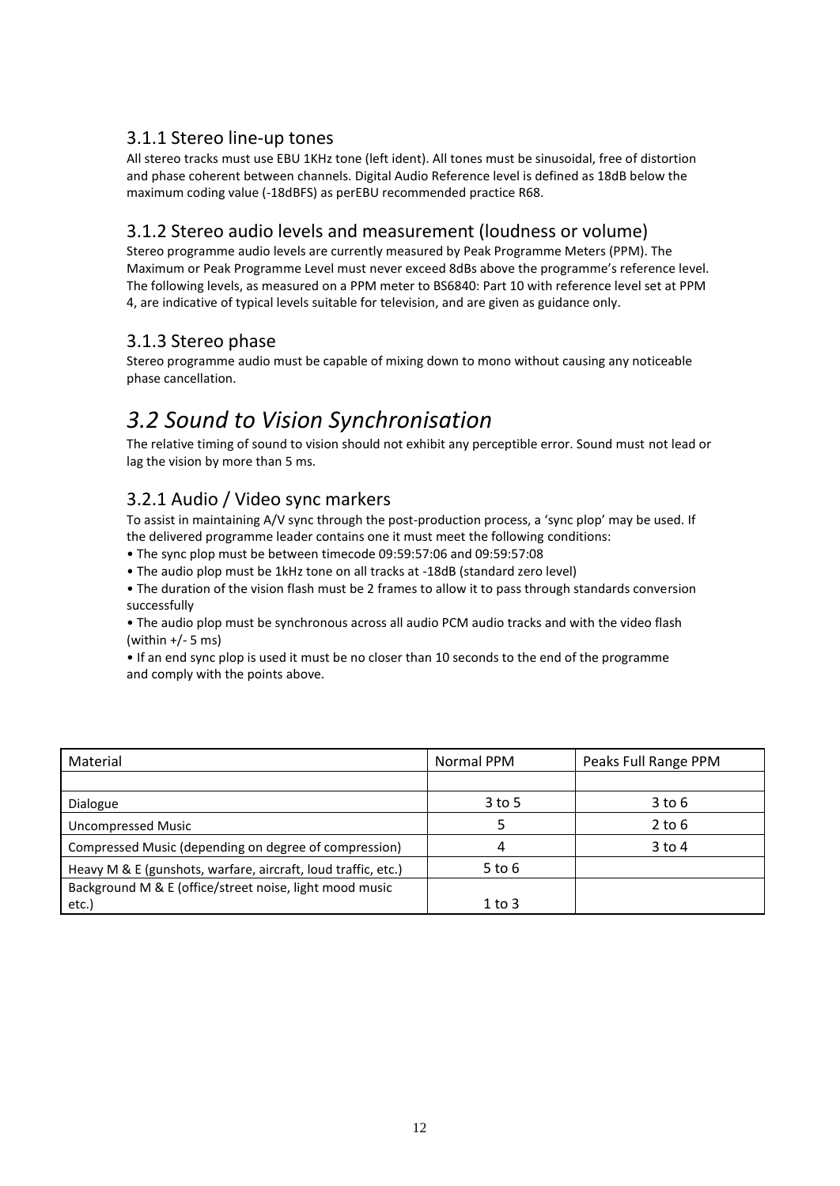### 3.1.1 Stereo line-up tones

All stereo tracks must use EBU 1KHz tone (left ident). All tones must be sinusoidal, free of distortion and phase coherent between channels. Digital Audio Reference level is defined as 18dB below the maximum coding value (-18dBFS) as perEBU recommended practice R68.

### 3.1.2 Stereo audio levels and measurement (loudness or volume)

Stereo programme audio levels are currently measured by Peak Programme Meters (PPM). The Maximum or Peak Programme Level must never exceed 8dBs above the programme's reference level. The following levels, as measured on a PPM meter to BS6840: Part 10 with reference level set at PPM 4, are indicative of typical levels suitable for television, and are given as guidance only.

### 3.1.3 Stereo phase

Stereo programme audio must be capable of mixing down to mono without causing any noticeable phase cancellation.

## *3.2 Sound to Vision Synchronisation*

The relative timing of sound to vision should not exhibit any perceptible error. Sound must not lead or lag the vision by more than 5 ms.

### 3.2.1 Audio / Video sync markers

To assist in maintaining A/V sync through the post-production process, a 'sync plop' may be used. If the delivered programme leader contains one it must meet the following conditions:

- The sync plop must be between timecode 09:59:57:06 and 09:59:57:08
- The audio plop must be 1kHz tone on all tracks at -18dB (standard zero level)
- The duration of the vision flash must be 2 frames to allow it to pass through standards conversion successfully
- The audio plop must be synchronous across all audio PCM audio tracks and with the video flash (within +/- 5 ms)
- If an end sync plop is used it must be no closer than 10 seconds to the end of the programme and comply with the points above.

| Material | Normal PPM | Peaks Full Range PPM |
| --- | --- | --- |
| | | |
| Dialogue | 3 to 5 | 3 to 6 |
| Uncompressed Music | 5 | 2 to 6 |
| Compressed Music (depending on degree of compression) | 4 | 3 to 4 |
| Heavy M & E (gunshots, warfare, aircraft, loud traffic, etc.) | 5 to 6 | |
| Background M & E (office/street noise, light mood music etc.) | 1 to 3 | |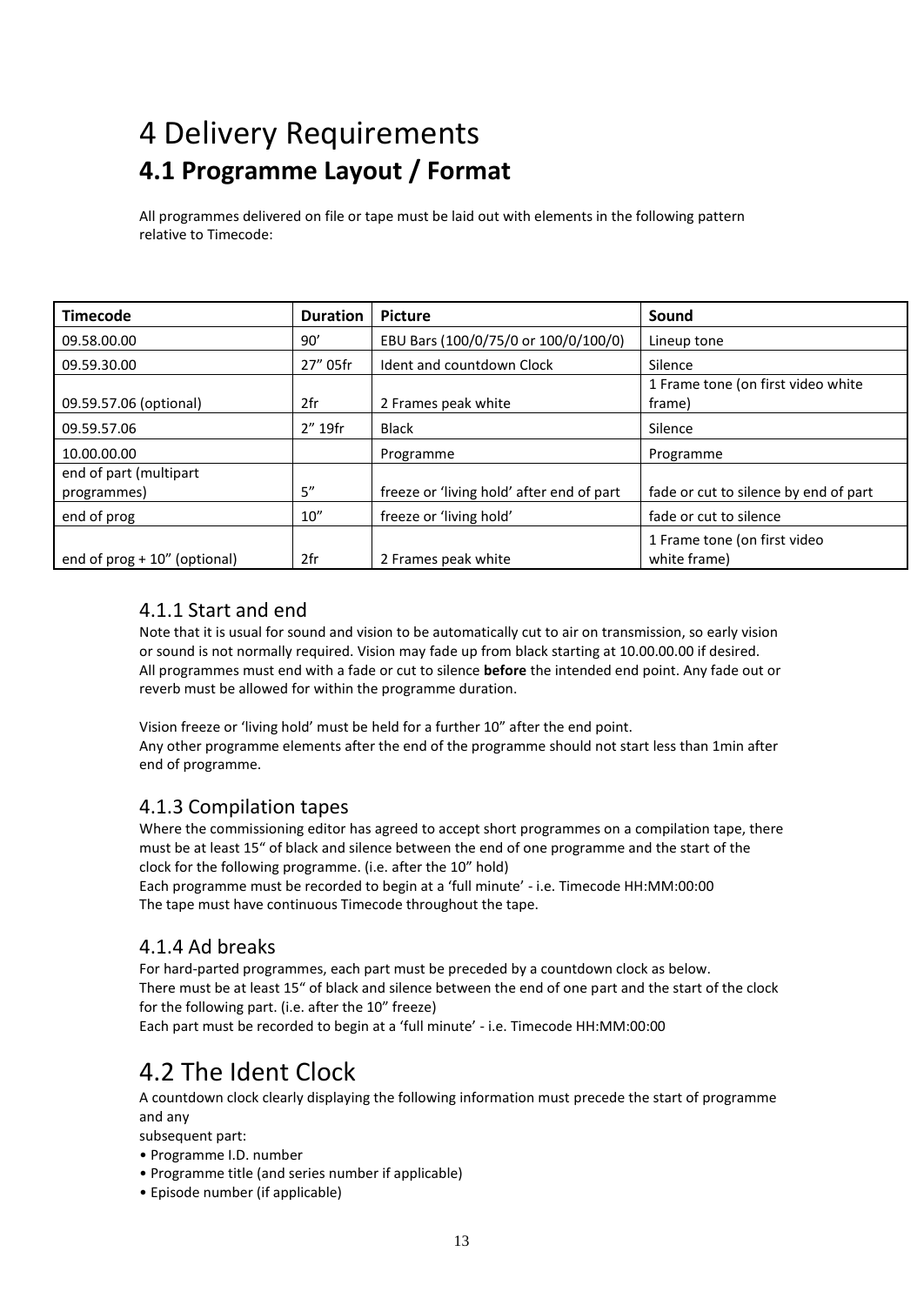# 4 Delivery Requirements

## 4.1 Programme Layout / Format

All programmes delivered on file or tape must be laid out with elements in the following pattern relative to Timecode:

| Timecode | Duration | Picture | Sound |
|---|---|---|---|
| 09.58.00.00 | 90' | EBU Bars (100/0/75/0 or 100/0/100/0) | Lineup tone |
| 09.59.30.00 | 27" 05fr | Ident and countdown Clock | Silence |
| 09.59.57.06 (optional) | 2fr | 2 Frames peak white | 1 Frame tone (on first video white frame) |
| 09.59.57.06 | 2" 19fr | Black | Silence |
| 10.00.00.00 | | Programme | Programme |
| end of part (multipart programmes) | 5" | freeze or 'living hold' after end of part | fade or cut to silence by end of part |
| end of prog | 10" | freeze or 'living hold' | fade or cut to silence |
| end of prog + 10" (optional) | 2fr | 2 Frames peak white | 1 Frame tone (on first video white frame) |

### 4.1.1 Start and end

Note that it is usual for sound and vision to be automatically cut to air on transmission, so early vision or sound is not normally required. Vision may fade up from black starting at 10.00.00.00 if desired. All programmes must end with a fade or cut to silence **before** the intended end point. Any fade out or reverb must be allowed for within the programme duration.

Vision freeze or 'living hold' must be held for a further 10" after the end point.
Any other programme elements after the end of the programme should not start less than 1min after end of programme.

### 4.1.3 Compilation tapes

Where the commissioning editor has agreed to accept short programmes on a compilation tape, there must be at least 15" of black and silence between the end of one programme and the start of the clock for the following programme. (i.e. after the 10" hold)
Each programme must be recorded to begin at a 'full minute' - i.e. Timecode HH:MM:00:00
The tape must have continuous Timecode throughout the tape.

### 4.1.4 Ad breaks

For hard-parted programmes, each part must be preceded by a countdown clock as below.
There must be at least 15" of black and silence between the end of one part and the start of the clock for the following part. (i.e. after the 10" freeze)
Each part must be recorded to begin at a 'full minute' - i.e. Timecode HH:MM:00:00

# 4.2 The Ident Clock

A countdown clock clearly displaying the following information must precede the start of programme and any
subsequent part:

- Programme I.D. number
- Programme title (and series number if applicable)
- Episode number (if applicable)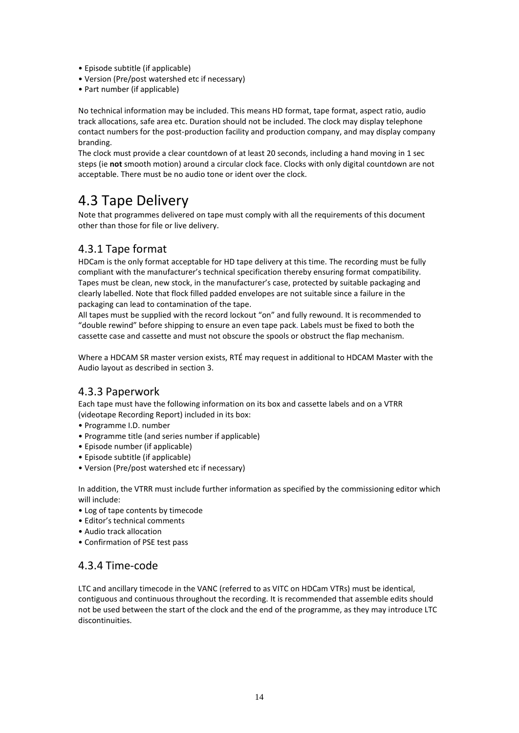- Episode subtitle (if applicable)
- Version (Pre/post watershed etc if necessary)
- Part number (if applicable)

No technical information may be included. This means HD format, tape format, aspect ratio, audio track allocations, safe area etc. Duration should not be included. The clock may display telephone contact numbers for the post-production facility and production company, and may display company branding.
The clock must provide a clear countdown of at least 20 seconds, including a hand moving in 1 sec steps (ie **not** smooth motion) around a circular clock face. Clocks with only digital countdown are not acceptable. There must be no audio tone or ident over the clock.

# 4.3 Tape Delivery

Note that programmes delivered on tape must comply with all the requirements of this document other than those for file or live delivery.

## 4.3.1 Tape format

HDCam is the only format acceptable for HD tape delivery at this time. The recording must be fully compliant with the manufacturer's technical specification thereby ensuring format compatibility. Tapes must be clean, new stock, in the manufacturer's case, protected by suitable packaging and clearly labelled. Note that flock filled padded envelopes are not suitable since a failure in the packaging can lead to contamination of the tape.
All tapes must be supplied with the record lockout "on" and fully rewound. It is recommended to "double rewind" before shipping to ensure an even tape pack. Labels must be fixed to both the cassette case and cassette and must not obscure the spools or obstruct the flap mechanism.

Where a HDCAM SR master version exists, RTÉ may request in additional to HDCAM Master with the Audio layout as described in section 3.

## 4.3.3 Paperwork

Each tape must have the following information on its box and cassette labels and on a VTRR (videotape Recording Report) included in its box:

- Programme I.D. number
- Programme title (and series number if applicable)
- Episode number (if applicable)
- Episode subtitle (if applicable)
- Version (Pre/post watershed etc if necessary)

In addition, the VTRR must include further information as specified by the commissioning editor which will include:

- Log of tape contents by timecode
- Editor's technical comments
- Audio track allocation
- Confirmation of PSE test pass

## 4.3.4 Time-code

LTC and ancillary timecode in the VANC (referred to as VITC on HDCam VTRs) must be identical, contiguous and continuous throughout the recording. It is recommended that assemble edits should not be used between the start of the clock and the end of the programme, as they may introduce LTC discontinuities.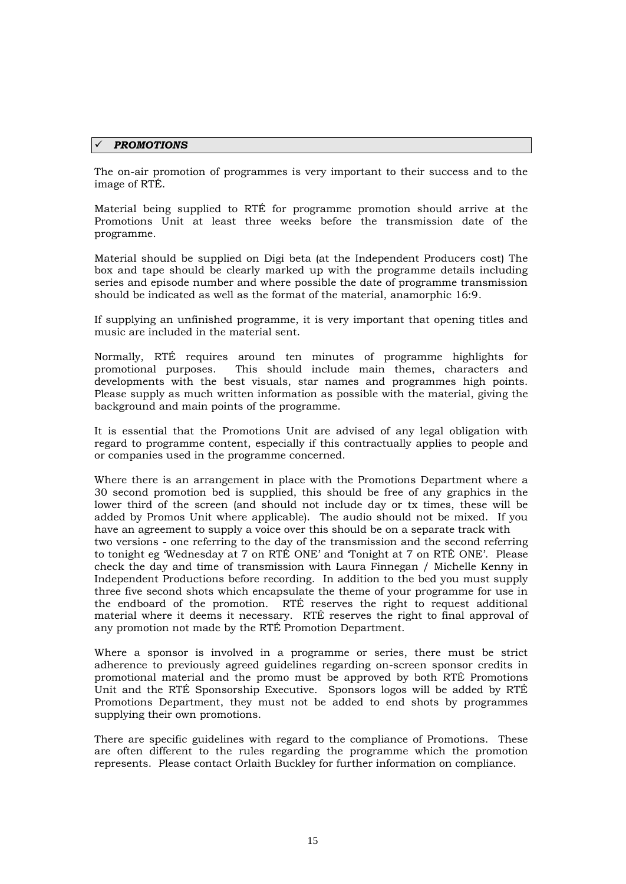## ✓ ***PROMOTIONS***

The on-air promotion of programmes is very important to their success and to the image of RTÉ.

Material being supplied to RTÉ for programme promotion should arrive at the Promotions Unit at least three weeks before the transmission date of the programme.

Material should be supplied on Digi beta (at the Independent Producers cost) The box and tape should be clearly marked up with the programme details including series and episode number and where possible the date of programme transmission should be indicated as well as the format of the material, anamorphic 16:9.

If supplying an unfinished programme, it is very important that opening titles and music are included in the material sent.

Normally, RTÉ requires around ten minutes of programme highlights for promotional purposes. This should include main themes, characters and developments with the best visuals, star names and programmes high points. Please supply as much written information as possible with the material, giving the background and main points of the programme.

It is essential that the Promotions Unit are advised of any legal obligation with regard to programme content, especially if this contractually applies to people and or companies used in the programme concerned.

Where there is an arrangement in place with the Promotions Department where a 30 second promotion bed is supplied, this should be free of any graphics in the lower third of the screen (and should not include day or tx times, these will be added by Promos Unit where applicable). The audio should not be mixed. If you have an agreement to supply a voice over this should be on a separate track with two versions - one referring to the day of the transmission and the second referring to tonight eg 'Wednesday at 7 on RTÉ ONE' and 'Tonight at 7 on RTÉ ONE'. Please check the day and time of transmission with Laura Finnegan / Michelle Kenny in Independent Productions before recording. In addition to the bed you must supply three five second shots which encapsulate the theme of your programme for use in the endboard of the promotion. RTÉ reserves the right to request additional material where it deems it necessary. RTÉ reserves the right to final approval of any promotion not made by the RTÉ Promotion Department.

Where a sponsor is involved in a programme or series, there must be strict adherence to previously agreed guidelines regarding on-screen sponsor credits in promotional material and the promo must be approved by both RTÉ Promotions Unit and the RTÉ Sponsorship Executive. Sponsors logos will be added by RTÉ Promotions Department, they must not be added to end shots by programmes supplying their own promotions.

There are specific guidelines with regard to the compliance of Promotions. These are often different to the rules regarding the programme which the promotion represents. Please contact Orlaith Buckley for further information on compliance.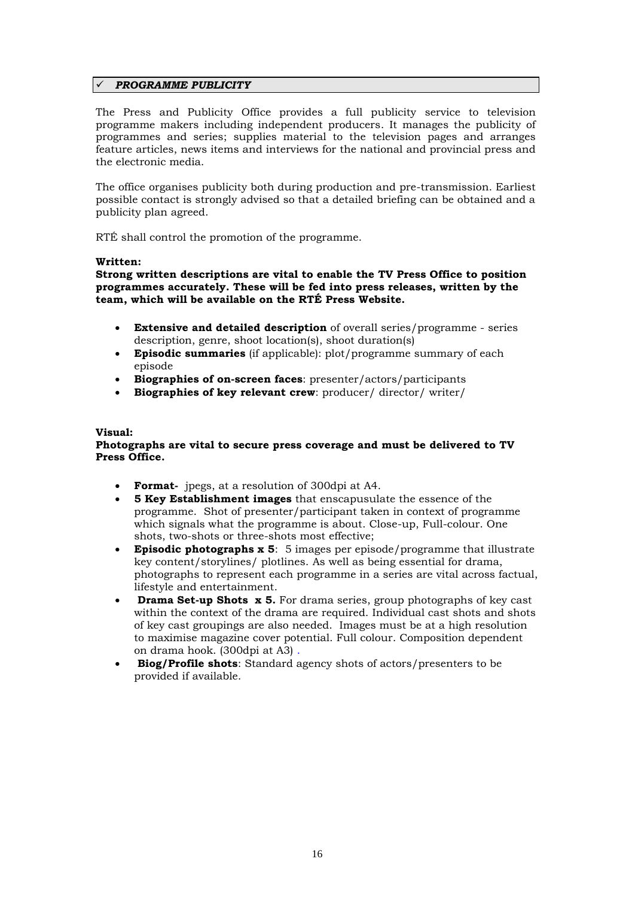## ✓ *PROGRAMME PUBLICITY*

The Press and Publicity Office provides a full publicity service to television programme makers including independent producers. It manages the publicity of programmes and series; supplies material to the television pages and arranges feature articles, news items and interviews for the national and provincial press and the electronic media.

The office organises publicity both during production and pre-transmission. Earliest possible contact is strongly advised so that a detailed briefing can be obtained and a publicity plan agreed.

RTÉ shall control the promotion of the programme.

**Written:**
**Strong written descriptions are vital to enable the TV Press Office to position programmes accurately. These will be fed into press releases, written by the team, which will be available on the RTÉ Press Website.**

- **Extensive and detailed description** of overall series/programme - series description, genre, shoot location(s), shoot duration(s)
- **Episodic summaries** (if applicable): plot/programme summary of each episode
- **Biographies of on-screen faces**: presenter/actors/participants
- **Biographies of key relevant crew**: producer/ director/ writer/

**Visual:**
**Photographs are vital to secure press coverage and must be delivered to TV Press Office.**

- **Format-** jpegs, at a resolution of 300dpi at A4.
- **5 Key Establishment images** that enscapusulate the essence of the programme. Shot of presenter/participant taken in context of programme which signals what the programme is about. Close-up, Full-colour. One shots, two-shots or three-shots most effective;
- **Episodic photographs x 5**: 5 images per episode/programme that illustrate key content/storylines/ plotlines. As well as being essential for drama, photographs to represent each programme in a series are vital across factual, lifestyle and entertainment.
- **Drama Set-up Shots x 5.** For drama series, group photographs of key cast within the context of the drama are required. Individual cast shots and shots of key cast groupings are also needed. Images must be at a high resolution to maximise magazine cover potential. Full colour. Composition dependent on drama hook. (300dpi at A3) .
- **Biog/Profile shots**: Standard agency shots of actors/presenters to be provided if available.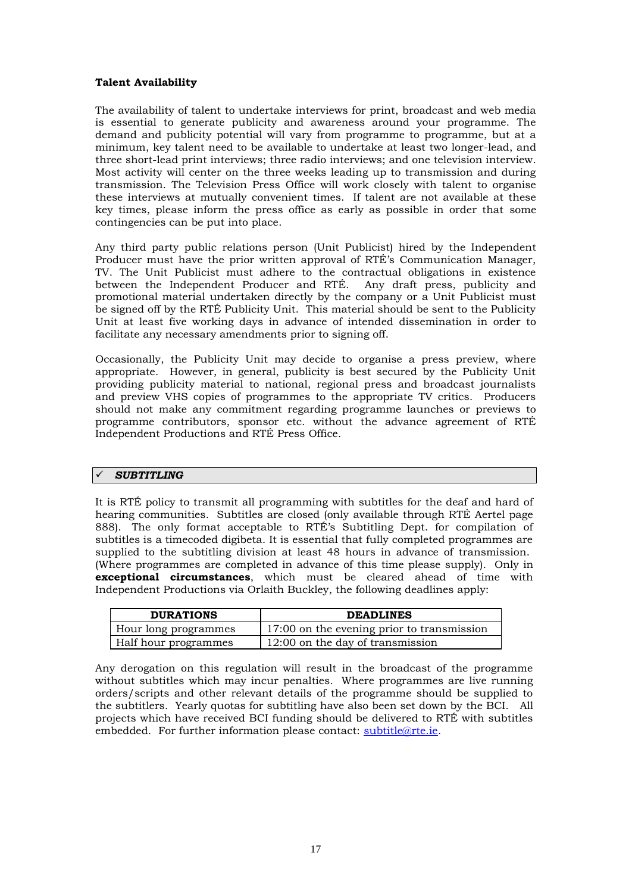**Talent Availability**

The availability of talent to undertake interviews for print, broadcast and web media is essential to generate publicity and awareness around your programme. The demand and publicity potential will vary from programme to programme, but at a minimum, key talent need to be available to undertake at least two longer-lead, and three short-lead print interviews; three radio interviews; and one television interview. Most activity will center on the three weeks leading up to transmission and during transmission. The Television Press Office will work closely with talent to organise these interviews at mutually convenient times. If talent are not available at these key times, please inform the press office as early as possible in order that some contingencies can be put into place.

Any third party public relations person (Unit Publicist) hired by the Independent Producer must have the prior written approval of RTÉ's Communication Manager, TV. The Unit Publicist must adhere to the contractual obligations in existence between the Independent Producer and RTÉ. Any draft press, publicity and promotional material undertaken directly by the company or a Unit Publicist must be signed off by the RTÉ Publicity Unit. This material should be sent to the Publicity Unit at least five working days in advance of intended dissemination in order to facilitate any necessary amendments prior to signing off.

Occasionally, the Publicity Unit may decide to organise a press preview, where appropriate. However, in general, publicity is best secured by the Publicity Unit providing publicity material to national, regional press and broadcast journalists and preview VHS copies of programmes to the appropriate TV critics. Producers should not make any commitment regarding programme launches or previews to programme contributors, sponsor etc. without the advance agreement of RTÉ Independent Productions and RTÉ Press Office.

## ✓ *SUBTITLING*

It is RTÉ policy to transmit all programming with subtitles for the deaf and hard of hearing communities. Subtitles are closed (only available through RTÉ Aertel page 888). The only format acceptable to RTÉ's Subtitling Dept. for compilation of subtitles is a timecoded digibeta. It is essential that fully completed programmes are supplied to the subtitling division at least 48 hours in advance of transmission. (Where programmes are completed in advance of this time please supply). Only in **exceptional circumstances**, which must be cleared ahead of time with Independent Productions via Orlaith Buckley, the following deadlines apply:

| DURATIONS | DEADLINES |
|---|---|
| Hour long programmes | 17:00 on the evening prior to transmission |
| Half hour programmes | 12:00 on the day of transmission |

Any derogation on this regulation will result in the broadcast of the programme without subtitles which may incur penalties. Where programmes are live running orders/scripts and other relevant details of the programme should be supplied to the subtitlers. Yearly quotas for subtitling have also been set down by the BCI. All projects which have received BCI funding should be delivered to RTÉ with subtitles embedded. For further information please contact: subtitle@rte.ie.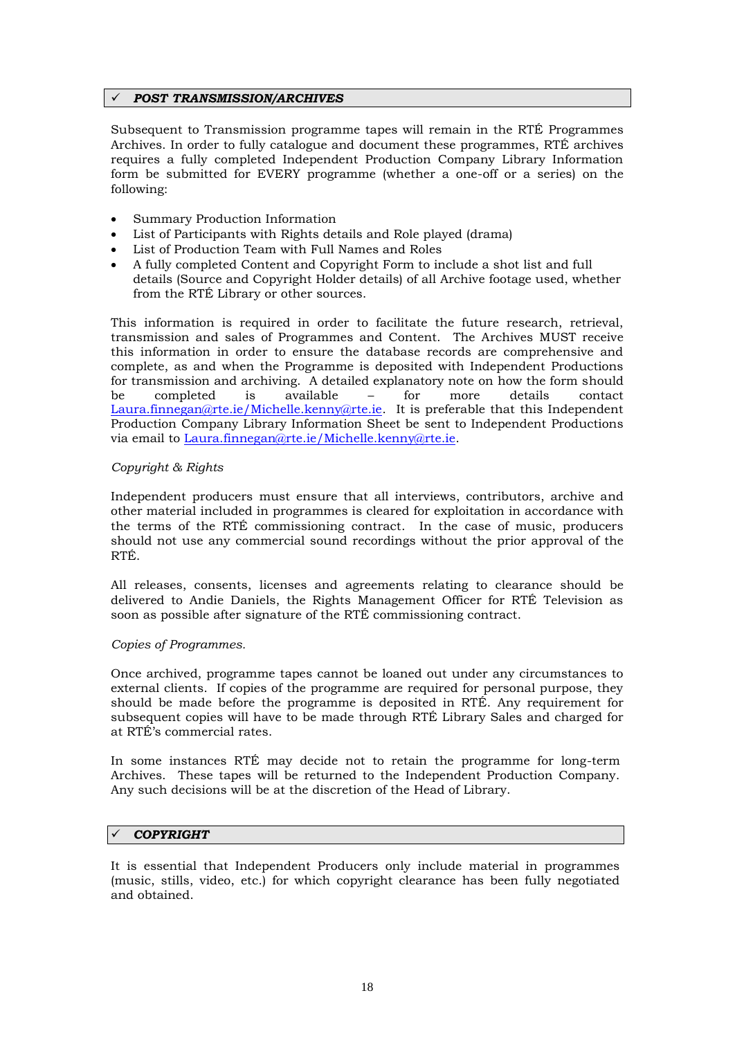## ✓ *POST TRANSMISSION/ARCHIVES*

Subsequent to Transmission programme tapes will remain in the RTÉ Programmes Archives. In order to fully catalogue and document these programmes, RTÉ archives requires a fully completed Independent Production Company Library Information form be submitted for EVERY programme (whether a one-off or a series) on the following:

- Summary Production Information
- List of Participants with Rights details and Role played (drama)
- List of Production Team with Full Names and Roles
- A fully completed Content and Copyright Form to include a shot list and full details (Source and Copyright Holder details) of all Archive footage used, whether from the RTÉ Library or other sources.

This information is required in order to facilitate the future research, retrieval, transmission and sales of Programmes and Content. The Archives MUST receive this information in order to ensure the database records are comprehensive and complete, as and when the Programme is deposited with Independent Productions for transmission and archiving. A detailed explanatory note on how the form should be completed is available – for more details contact Laura.finnegan@rte.ie/Michelle.kenny@rte.ie. It is preferable that this Independent Production Company Library Information Sheet be sent to Independent Productions via email to Laura.finnegan@rte.ie/Michelle.kenny@rte.ie.

*Copyright & Rights*

Independent producers must ensure that all interviews, contributors, archive and other material included in programmes is cleared for exploitation in accordance with the terms of the RTÉ commissioning contract. In the case of music, producers should not use any commercial sound recordings without the prior approval of the RTÉ.

All releases, consents, licenses and agreements relating to clearance should be delivered to Andie Daniels, the Rights Management Officer for RTÉ Television as soon as possible after signature of the RTÉ commissioning contract.

*Copies of Programmes.*

Once archived, programme tapes cannot be loaned out under any circumstances to external clients. If copies of the programme are required for personal purpose, they should be made before the programme is deposited in RTÉ. Any requirement for subsequent copies will have to be made through RTÉ Library Sales and charged for at RTÉ's commercial rates.

In some instances RTÉ may decide not to retain the programme for long-term Archives. These tapes will be returned to the Independent Production Company. Any such decisions will be at the discretion of the Head of Library.

## ✓ *COPYRIGHT*

It is essential that Independent Producers only include material in programmes (music, stills, video, etc.) for which copyright clearance has been fully negotiated and obtained.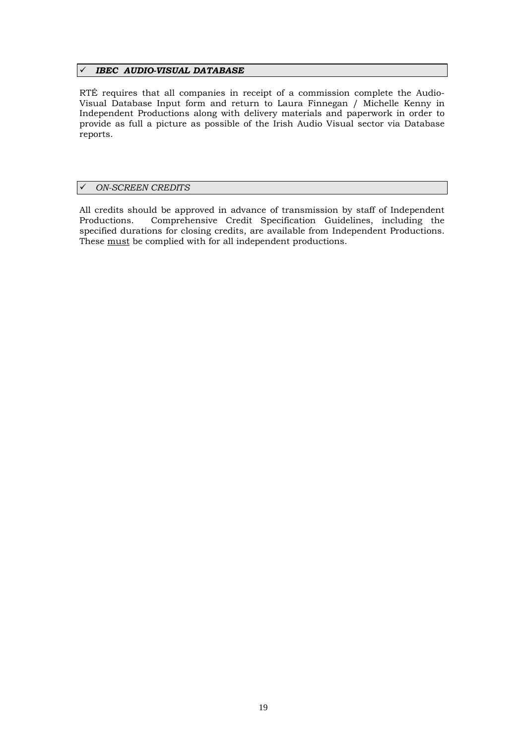## ✓ ***IBEC AUDIO-VISUAL DATABASE***

RTÉ requires that all companies in receipt of a commission complete the Audio-Visual Database Input form and return to Laura Finnegan / Michelle Kenny in Independent Productions along with delivery materials and paperwork in order to provide as full a picture as possible of the Irish Audio Visual sector via Database reports.

## ✓ *ON-SCREEN CREDITS*

All credits should be approved in advance of transmission by staff of Independent Productions. Comprehensive Credit Specification Guidelines, including the specified durations for closing credits, are available from Independent Productions. These <u>must</u> be complied with for all independent productions.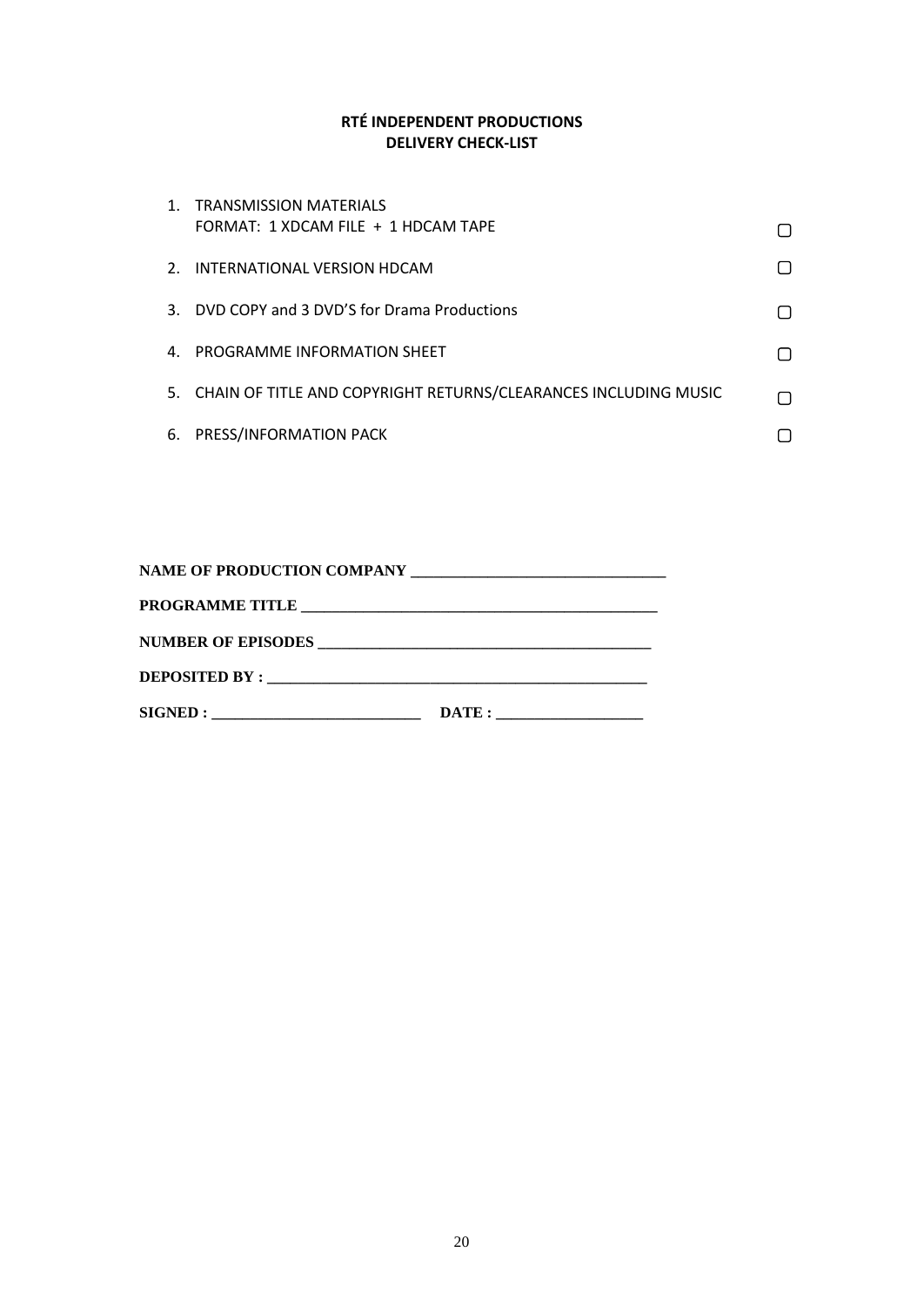**RTÉ INDEPENDENT PRODUCTIONS**
**DELIVERY CHECK-LIST**

1. TRANSMISSION MATERIALS
   FORMAT: 1 XDCAM FILE + 1 HDCAM TAPE ▢
2. INTERNATIONAL VERSION HDCAM ▢
3. DVD COPY and 3 DVD'S for Drama Productions ▢
4. PROGRAMME INFORMATION SHEET ▢
5. CHAIN OF TITLE AND COPYRIGHT RETURNS/CLEARANCES INCLUDING MUSIC ▢
6. PRESS/INFORMATION PACK ▢

**NAME OF PRODUCTION COMPANY** ________________________________

**PROGRAMME TITLE** ______________________________________________

**NUMBER OF EPISODES** ___________________________________________

**DEPOSITED BY :** _______________________________________________

**SIGNED :** ___________________________ **DATE :** __________________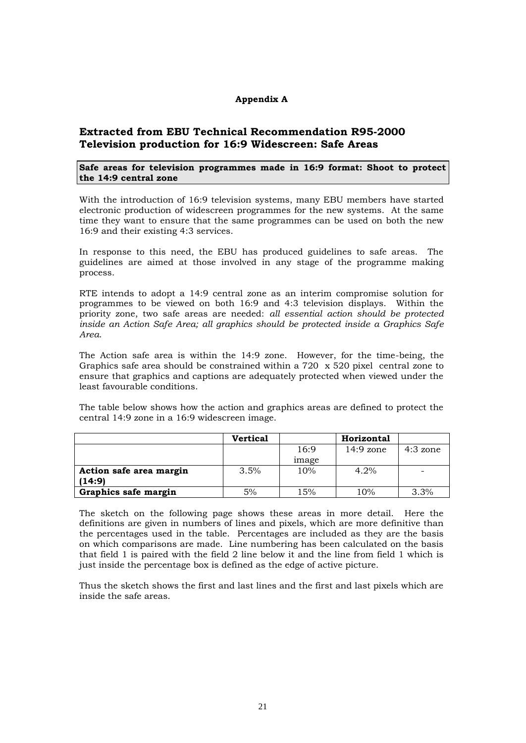**Appendix A**

## Extracted from EBU Technical Recommendation R95-2000 Television production for 16:9 Widescreen: Safe Areas

**Safe areas for television programmes made in 16:9 format: Shoot to protect the 14:9 central zone**

With the introduction of 16:9 television systems, many EBU members have started electronic production of widescreen programmes for the new systems. At the same time they want to ensure that the same programmes can be used on both the new 16:9 and their existing 4:3 services.

In response to this need, the EBU has produced guidelines to safe areas. The guidelines are aimed at those involved in any stage of the programme making process.

RTE intends to adopt a 14:9 central zone as an interim compromise solution for programmes to be viewed on both 16:9 and 4:3 television displays. Within the priority zone, two safe areas are needed: *all essential action should be protected inside an Action Safe Area; all graphics should be protected inside a Graphics Safe Area.*

The Action safe area is within the 14:9 zone. However, for the time-being, the Graphics safe area should be constrained within a 720 x 520 pixel central zone to ensure that graphics and captions are adequately protected when viewed under the least favourable conditions.

The table below shows how the action and graphics areas are defined to protect the central 14:9 zone in a 16:9 widescreen image.

| | **Vertical** | | **Horizontal** | |
|---|---|---|---|---|
| | | 16:9 image | 14:9 zone | 4:3 zone |
| **Action safe area margin (14:9)** | 3.5% | 10% | 4.2% | - |
| **Graphics safe margin** | 5% | 15% | 10% | 3.3% |

The sketch on the following page shows these areas in more detail. Here the definitions are given in numbers of lines and pixels, which are more definitive than the percentages used in the table. Percentages are included as they are the basis on which comparisons are made. Line numbering has been calculated on the basis that field 1 is paired with the field 2 line below it and the line from field 1 which is just inside the percentage box is defined as the edge of active picture.

Thus the sketch shows the first and last lines and the first and last pixels which are inside the safe areas.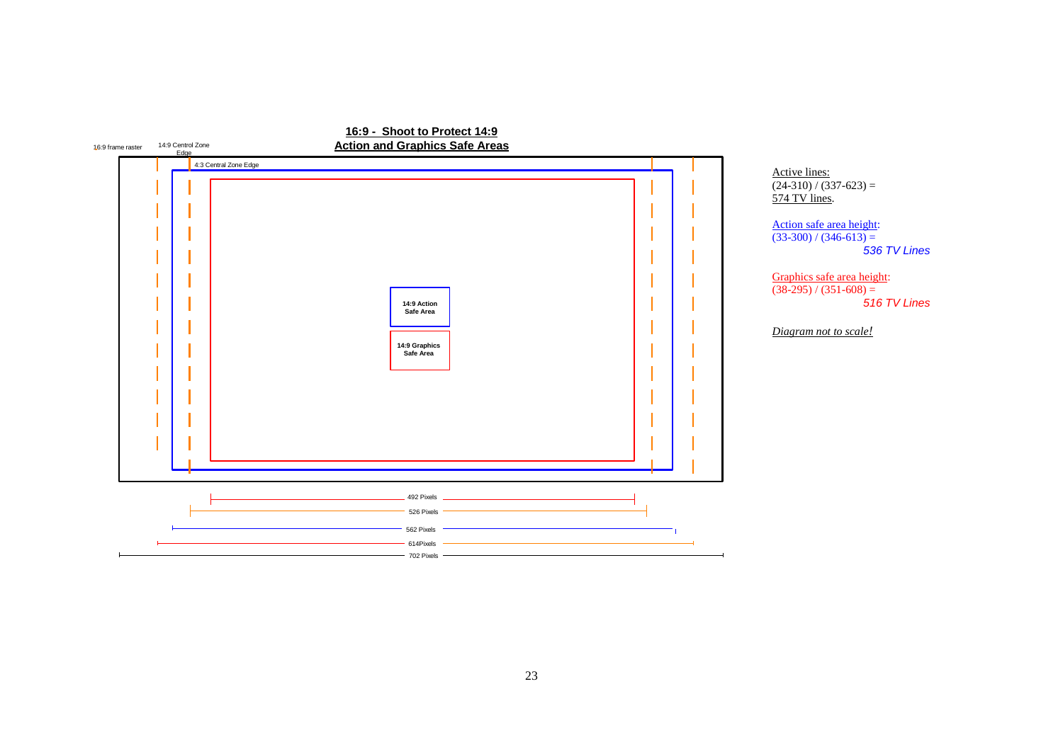## 16:9 - Shoot to Protect 14:9
## Action and Graphics Safe Areas

16:9 frame raster

14:9 Central Zone Edge

4:3 Central Zone Edge

14:9 Action Safe Area

14:9 Graphics Safe Area

492 Pixels

526 Pixels

562 Pixels

614Pixels

702 Pixels

Active lines:
(24-310) / (337-623) =
574 TV lines.

Action safe area height:
(33-300) / (346-613) =
*536 TV Lines*

Graphics safe area height:
(38-295) / (351-608) =
*516 TV Lines*

*Diagram not to scale!*